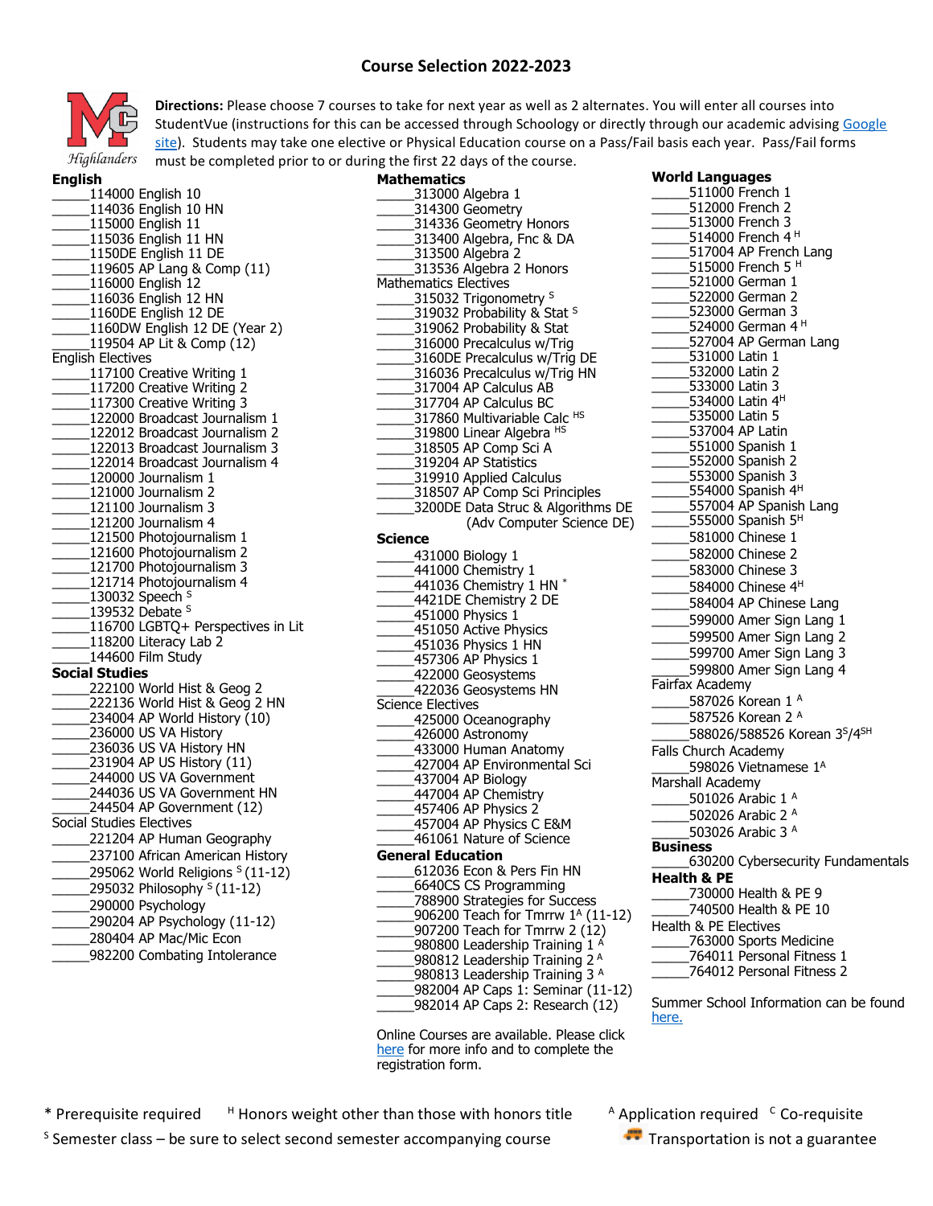# Course Selection 2022-2023

**Directions:** Please choose 7 courses to take for next year as well as 2 alternates. You will enter all courses into StudentVue (instructions for this can be accessed through Schoology or directly through our academic advising Google site). Students may take one elective or Physical Education course on a Pass/Fail basis each year. Pass/Fail forms must be completed prior to or during the first 22 days of the course.

## English

_____114000 English 10
_____114036 English 10 HN
_____115000 English 11
_____115036 English 11 HN
_____1150DE English 11 DE
_____119605 AP Lang & Comp (11)
_____116000 English 12
_____116036 English 12 HN
_____1160DE English 12 DE
_____1160DW English 12 DE (Year 2)
_____119504 AP Lit & Comp (12)

English Electives

_____117100 Creative Writing 1
_____117200 Creative Writing 2
_____117300 Creative Writing 3
_____122000 Broadcast Journalism 1
_____122012 Broadcast Journalism 2
_____122013 Broadcast Journalism 3
_____122014 Broadcast Journalism 4
_____120000 Journalism 1
_____121000 Journalism 2
_____121100 Journalism 3
_____121200 Journalism 4
_____121500 Photojournalism 1
_____121600 Photojournalism 2
_____121700 Photojournalism 3
_____121714 Photojournalism 4
_____130032 Speech [S]
_____139532 Debate [S]
_____116700 LGBTQ+ Perspectives in Lit
_____118200 Literacy Lab 2
_____144600 Film Study

## Social Studies

_____222100 World Hist & Geog 2
_____222136 World Hist & Geog 2 HN
_____234004 AP World History (10)
_____236000 US VA History
_____236036 US VA History HN
_____231904 AP US History (11)
_____244000 US VA Government
_____244036 US VA Government HN
_____244504 AP Government (12)

Social Studies Electives

_____221204 AP Human Geography
_____237100 African American History
_____295062 World Religions [S] (11-12)
_____295032 Philosophy [S] (11-12)
_____290000 Psychology
_____290204 AP Psychology (11-12)
_____280404 AP Mac/Mic Econ
_____982200 Combating Intolerance

## Mathematics

_____313000 Algebra 1
_____314300 Geometry
_____314336 Geometry Honors
_____313400 Algebra, Fnc & DA
_____313500 Algebra 2
_____313536 Algebra 2 Honors

Mathematics Electives

_____315032 Trigonometry [S]
_____319032 Probability & Stat [S]
_____319062 Probability & Stat
_____316000 Precalculus w/Trig
_____3160DE Precalculus w/Trig DE
_____316036 Precalculus w/Trig HN
_____317004 AP Calculus AB
_____317704 AP Calculus BC
_____317860 Multivariable Calc [HS]
_____319800 Linear Algebra [HS]
_____318505 AP Comp Sci A
_____319204 AP Statistics
_____319910 Applied Calculus
_____318507 AP Comp Sci Principles
_____3200DE Data Struc & Algorithms DE (Adv Computer Science DE)

## Science

_____431000 Biology 1
_____441000 Chemistry 1
_____441036 Chemistry 1 HN *
_____4421DE Chemistry 2 DE
_____451000 Physics 1
_____451050 Active Physics
_____451036 Physics 1 HN
_____457306 AP Physics 1
_____422000 Geosystems
_____422036 Geosystems HN

Science Electives

_____425000 Oceanography
_____426000 Astronomy
_____433000 Human Anatomy
_____427004 AP Environmental Sci
_____437004 AP Biology
_____447004 AP Chemistry
_____457406 AP Physics 2
_____457004 AP Physics C E&M
_____461061 Nature of Science

## General Education

_____612036 Econ & Pers Fin HN
_____6640CS CS Programming
_____788900 Strategies for Success
_____906200 Teach for Tmrrw 1[A] (11-12)
_____907200 Teach for Tmrrw 2 (12)
_____980800 Leadership Training 1 [A]
_____980812 Leadership Training 2 [A]
_____980813 Leadership Training 3 [A]
_____982004 AP Caps 1: Seminar (11-12)
_____982014 AP Caps 2: Research (12)

Online Courses are available. Please click here for more info and to complete the registration form.

## World Languages

_____511000 French 1
_____512000 French 2
_____513000 French 3
_____514000 French 4 [H]
_____517004 AP French Lang
_____515000 French 5 [H]
_____521000 German 1
_____522000 German 2
_____523000 German 3
_____524000 German 4 [H]
_____527004 AP German Lang
_____531000 Latin 1
_____532000 Latin 2
_____533000 Latin 3
_____534000 Latin 4[H]
_____535000 Latin 5
_____537004 AP Latin
_____551000 Spanish 1
_____552000 Spanish 2
_____553000 Spanish 3
_____554000 Spanish 4[H]
_____557004 AP Spanish Lang
_____555000 Spanish 5[H]
_____581000 Chinese 1
_____582000 Chinese 2
_____583000 Chinese 3
_____584000 Chinese 4[H]
_____584004 AP Chinese Lang
_____599000 Amer Sign Lang 1
_____599500 Amer Sign Lang 2
_____599700 Amer Sign Lang 3
_____599800 Amer Sign Lang 4

Fairfax Academy

_____587026 Korean 1 [A]
_____587526 Korean 2 [A]
_____588026/588526 Korean 3[S]/4[SH]

Falls Church Academy

_____598026 Vietnamese 1[A]

Marshall Academy

_____501026 Arabic 1 [A]
_____502026 Arabic 2 [A]
_____503026 Arabic 3 [A]

## Business

_____630200 Cybersecurity Fundamentals

## Health & PE

_____730000 Health & PE 9
_____740500 Health & PE 10

Health & PE Electives

_____763000 Sports Medicine
_____764011 Personal Fitness 1
_____764012 Personal Fitness 2

Summer School Information can be found here.

\* Prerequisite required [H] Honors weight other than those with honors title [A] Application required [C] Co-requisite

[S] Semester class – be sure to select second semester accompanying course Transportation is not a guarantee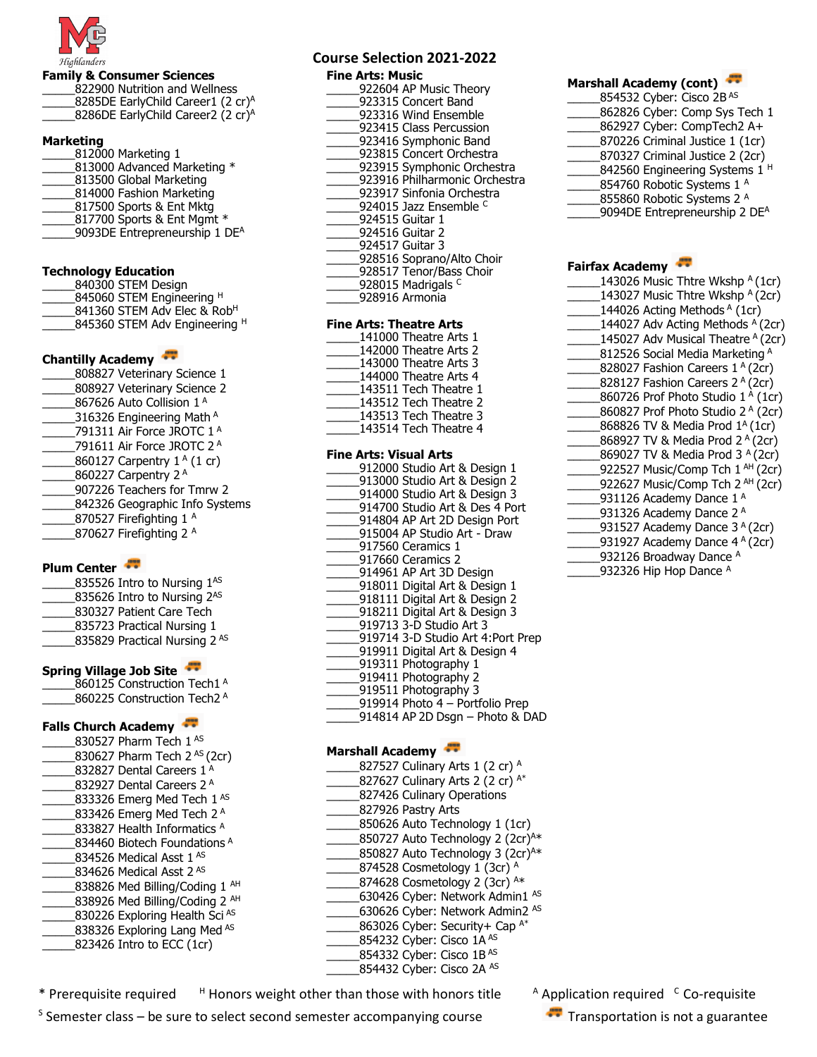Highlanders

# Course Selection 2021-2022

## Family & Consumer Sciences

_____822900 Nutrition and Wellness
_____8285DE EarlyChild Career1 (2 cr)A
_____8286DE EarlyChild Career2 (2 cr)A

## Marketing

_____812000 Marketing 1
_____813000 Advanced Marketing *
_____813500 Global Marketing
_____814000 Fashion Marketing
_____817500 Sports & Ent Mktg
_____817700 Sports & Ent Mgmt *
_____9093DE Entrepreneurship 1 DEA

## Technology Education

_____840300 STEM Design
_____845060 STEM Engineering H
_____841360 STEM Adv Elec & RobH
_____845360 STEM Adv Engineering H

## Chantilly Academy

_____808827 Veterinary Science 1
_____808927 Veterinary Science 2
_____867626 Auto Collision 1 A
_____316326 Engineering Math A
_____791311 Air Force JROTC 1 A
_____791611 Air Force JROTC 2 A
_____860127 Carpentry 1 A (1 cr)
_____860227 Carpentry 2 A
_____907226 Teachers for Tmrw 2
_____842326 Geographic Info Systems
_____870527 Firefighting 1 A
_____870627 Firefighting 2 A

## Plum Center

_____835526 Intro to Nursing 1AS
_____835626 Intro to Nursing 2AS
_____830327 Patient Care Tech
_____835723 Practical Nursing 1
_____835829 Practical Nursing 2 AS

## Spring Village Job Site

_____860125 Construction Tech1 A
_____860225 Construction Tech2 A

## Falls Church Academy

_____830527 Pharm Tech 1 AS
_____830627 Pharm Tech 2 AS (2cr)
_____832827 Dental Careers 1 A
_____832927 Dental Careers 2 A
_____833326 Emerg Med Tech 1 AS
_____833426 Emerg Med Tech 2 A
_____833827 Health Informatics A
_____834460 Biotech Foundations A
_____834526 Medical Asst 1 AS
_____834626 Medical Asst 2 AS
_____838826 Med Billing/Coding 1 AH
_____838926 Med Billing/Coding 2 AH
_____830226 Exploring Health Sci AS
_____838326 Exploring Lang Med AS
_____823426 Intro to ECC (1cr)

## Fine Arts: Music

_____922604 AP Music Theory
_____923315 Concert Band
_____923316 Wind Ensemble
_____923415 Class Percussion
_____923416 Symphonic Band
_____923815 Concert Orchestra
_____923915 Symphonic Orchestra
_____923916 Philharmonic Orchestra
_____923917 Sinfonia Orchestra
_____924015 Jazz Ensemble C
_____924515 Guitar 1
_____924516 Guitar 2
_____924517 Guitar 3
_____928516 Soprano/Alto Choir
_____928517 Tenor/Bass Choir
_____928015 Madrigals C
_____928916 Armonia

## Fine Arts: Theatre Arts

_____141000 Theatre Arts 1
_____142000 Theatre Arts 2
_____143000 Theatre Arts 3
_____144000 Theatre Arts 4
_____143511 Tech Theatre 1
_____143512 Tech Theatre 2
_____143513 Tech Theatre 3
_____143514 Tech Theatre 4

## Fine Arts: Visual Arts

_____912000 Studio Art & Design 1
_____913000 Studio Art & Design 2
_____914000 Studio Art & Design 3
_____914700 Studio Art & Des 4 Port
_____914804 AP Art 2D Design Port
_____915004 AP Studio Art - Draw
_____917560 Ceramics 1
_____917660 Ceramics 2
_____914961 AP Art 3D Design
_____918011 Digital Art & Design 1
_____918111 Digital Art & Design 2
_____918211 Digital Art & Design 3
_____919713 3-D Studio Art 3
_____919714 3-D Studio Art 4:Port Prep
_____919911 Digital Art & Design 4
_____919311 Photography 1
_____919411 Photography 2
_____919511 Photography 3
_____919914 Photo 4 – Portfolio Prep
_____914814 AP 2D Dsgn – Photo & DAD

## Marshall Academy

_____827527 Culinary Arts 1 (2 cr) A
_____827627 Culinary Arts 2 (2 cr) A*
_____827426 Culinary Operations
_____827926 Pastry Arts
_____850626 Auto Technology 1 (1cr)
_____850727 Auto Technology 2 (2cr)A*
_____850827 Auto Technology 3 (2cr)A*
_____874528 Cosmetology 1 (3cr) A
_____874628 Cosmetology 2 (3cr) A*
_____630426 Cyber: Network Admin1 AS
_____630626 Cyber: Network Admin2 AS
_____863026 Cyber: Security+ Cap A*
_____854232 Cyber: Cisco 1A AS
_____854332 Cyber: Cisco 1B AS
_____854432 Cyber: Cisco 2A AS

## Marshall Academy (cont)

_____854532 Cyber: Cisco 2B AS
_____862826 Cyber: Comp Sys Tech 1
_____862927 Cyber: CompTech2 A+
_____870226 Criminal Justice 1 (1cr)
_____870327 Criminal Justice 2 (2cr)
_____842560 Engineering Systems 1 H
_____854760 Robotic Systems 1 A
_____855860 Robotic Systems 2 A
_____9094DE Entrepreneurship 2 DEA

## Fairfax Academy

_____143026 Music Thtre Wkshp A (1cr)
_____143027 Music Thtre Wkshp A (2cr)
_____144026 Acting Methods A (1cr)
_____144027 Adv Acting Methods A (2cr)
_____145027 Adv Musical Theatre A (2cr)
_____812526 Social Media Marketing A
_____828027 Fashion Careers 1 A (2cr)
_____828127 Fashion Careers 2 A (2cr)
_____860726 Prof Photo Studio 1 A (1cr)
_____860827 Prof Photo Studio 2 A (2cr)
_____868826 TV & Media Prod 1A (1cr)
_____868927 TV & Media Prod 2 A (2cr)
_____869027 TV & Media Prod 3 A (2cr)
_____922527 Music/Comp Tch 1 AH (2cr)
_____922627 Music/Comp Tch 2 AH (2cr)
_____931126 Academy Dance 1 A
_____931326 Academy Dance 2 A
_____931527 Academy Dance 3 A (2cr)
_____931927 Academy Dance 4 A (2cr)
_____932126 Broadway Dance A
_____932326 Hip Hop Dance A

\* Prerequisite required H Honors weight other than those with honors title A Application required C Co-requisite

S Semester class – be sure to select second semester accompanying course Transportation is not a guarantee